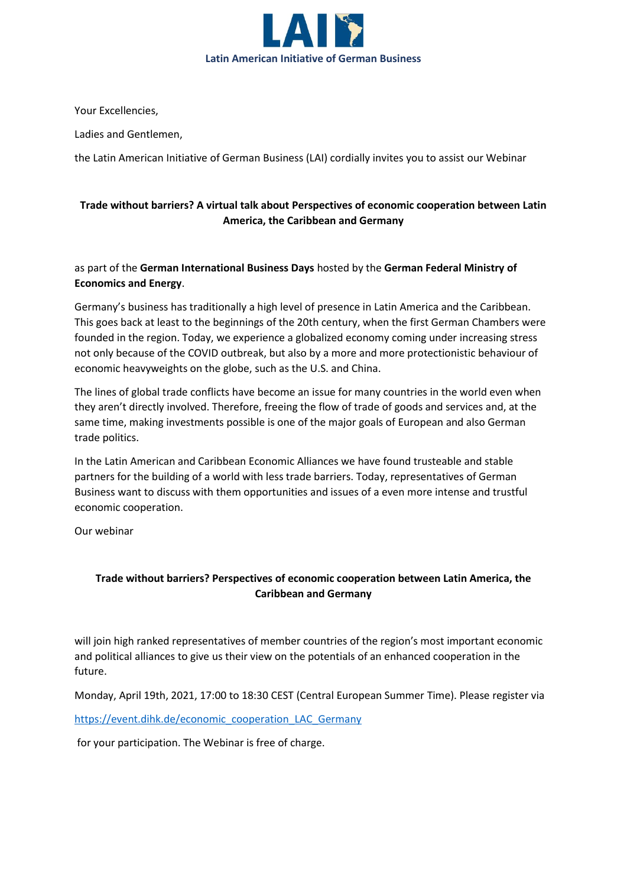**LAI**

**Latin American Initiative of German Business**

Your Excellencies,

Ladies and Gentlemen,

the Latin American Initiative of German Business (LAI) cordially invites you to assist our Webinar

**Trade without barriers? A virtual talk about Perspectives of economic cooperation between Latin America, the Caribbean and Germany**

as part of the **German International Business Days** hosted by the **German Federal Ministry of Economics and Energy**.

Germany's business has traditionally a high level of presence in Latin America and the Caribbean. This goes back at least to the beginnings of the 20th century, when the first German Chambers were founded in the region. Today, we experience a globalized economy coming under increasing stress not only because of the COVID outbreak, but also by a more and more protectionistic behaviour of economic heavyweights on the globe, such as the U.S. and China.

The lines of global trade conflicts have become an issue for many countries in the world even when they aren't directly involved. Therefore, freeing the flow of trade of goods and services and, at the same time, making investments possible is one of the major goals of European and also German trade politics.

In the Latin American and Caribbean Economic Alliances we have found trusteable and stable partners for the building of a world with less trade barriers. Today, representatives of German Business want to discuss with them opportunities and issues of a even more intense and trustful economic cooperation.

Our webinar

**Trade without barriers? Perspectives of economic cooperation between Latin America, the Caribbean and Germany**

will join high ranked representatives of member countries of the region's most important economic and political alliances to give us their view on the potentials of an enhanced cooperation in the future.

Monday, April 19th, 2021, 17:00 to 18:30 CEST (Central European Summer Time). Please register via

[https://event.dihk.de/economic_cooperation_LAC_Germany](https://event.dihk.de/economic_cooperation_LAC_Germany)

for your participation. The Webinar is free of charge.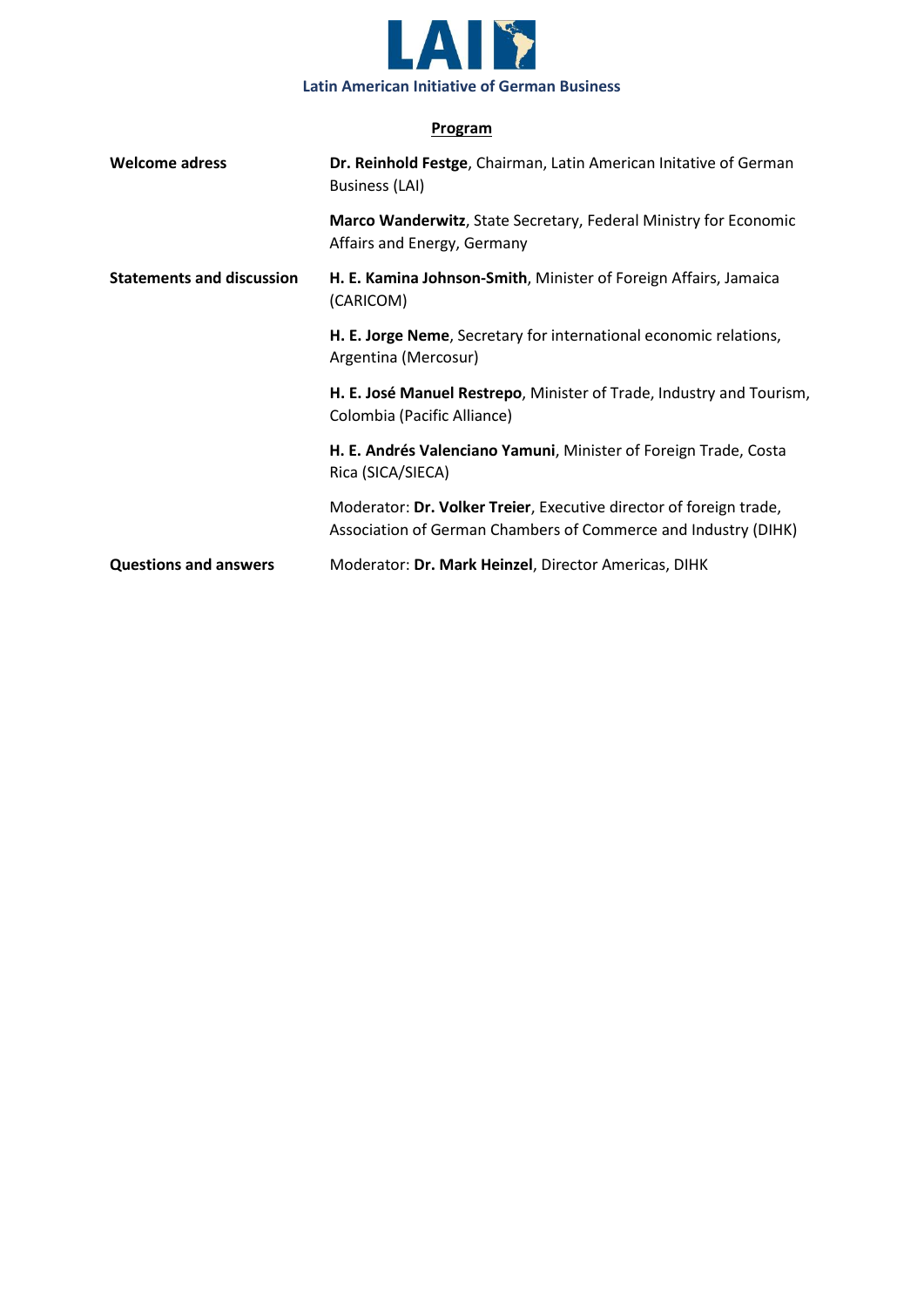**Latin American Initiative of German Business**

**Program**

| | |
|---|---|
| **Welcome adress** | **Dr. Reinhold Festge**, Chairman, Latin American Initative of German Business (LAI) |
| | **Marco Wanderwitz**, State Secretary, Federal Ministry for Economic Affairs and Energy, Germany |
| **Statements and discussion** | **H. E. Kamina Johnson-Smith**, Minister of Foreign Affairs, Jamaica (CARICOM) |
| | **H. E. Jorge Neme**, Secretary for international economic relations, Argentina (Mercosur) |
| | **H. E. José Manuel Restrepo**, Minister of Trade, Industry and Tourism, Colombia (Pacific Alliance) |
| | **H. E. Andrés Valenciano Yamuni**, Minister of Foreign Trade, Costa Rica (SICA/SIECA) |
| | Moderator: **Dr. Volker Treier**, Executive director of foreign trade, Association of German Chambers of Commerce and Industry (DIHK) |
| **Questions and answers** | Moderator: **Dr. Mark Heinzel**, Director Americas, DIHK |